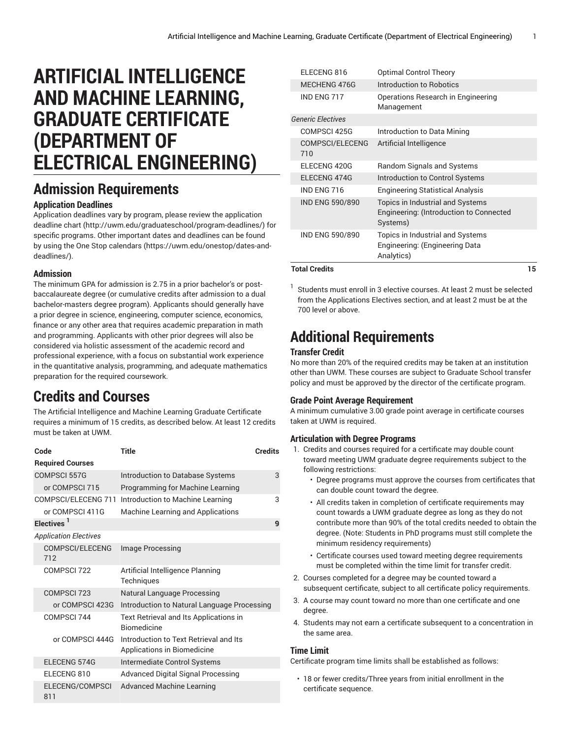# ARTIFICIAL INTELLIGENCE AND MACHINE LEARNING, GRADUATE CERTIFICATE (DEPARTMENT OF ELECTRICAL ENGINEERING)

## Admission Requirements

### Application Deadlines

Application deadlines vary by program, please review the application deadline chart (http://uwm.edu/graduateschool/program-deadlines/) for specific programs. Other important dates and deadlines can be found by using the One Stop calendars (https://uwm.edu/onestop/dates-and-deadlines/).

### Admission

The minimum GPA for admission is 2.75 in a prior bachelor's or post-baccalaureate degree (or cumulative credits after admission to a dual bachelor-masters degree program). Applicants should generally have a prior degree in science, engineering, computer science, economics, finance or any other area that requires academic preparation in math and programming. Applicants with other prior degrees will also be considered via holistic assessment of the academic record and professional experience, with a focus on substantial work experience in the quantitative analysis, programming, and adequate mathematics preparation for the required coursework.

## Credits and Courses

The Artificial Intelligence and Machine Learning Graduate Certificate requires a minimum of 15 credits, as described below. At least 12 credits must be taken at UWM.

| Code | Title | Credits |
|---|---|---|
| **Required Courses** | | |
| COMPSCI 557G | Introduction to Database Systems | 3 |
| or COMPSCI 715 | Programming for Machine Learning | |
| COMPSCI/ELECENG 711 | Introduction to Machine Learning | 3 |
| or COMPSCI 411G | Machine Learning and Applications | |
| **Electives** [1] | | 9 |
| *Application Electives* | | |
| COMPSCI/ELECENG 712 | Image Processing | |
| COMPSCI 722 | Artificial Intelligence Planning Techniques | |
| COMPSCI 723 | Natural Language Processing | |
| or COMPSCI 423G | Introduction to Natural Language Processing | |
| COMPSCI 744 | Text Retrieval and Its Applications in Biomedicine | |
| or COMPSCI 444G | Introduction to Text Retrieval and Its Applications in Biomedicine | |
| ELECENG 574G | Intermediate Control Systems | |
| ELECENG 810 | Advanced Digital Signal Processing | |
| ELECENG/COMPSCI 811 | Advanced Machine Learning | |
| ELECENG 816 | Optimal Control Theory | |
| MECHENG 476G | Introduction to Robotics | |
| IND ENG 717 | Operations Research in Engineering Management | |
| *Generic Electives* | | |
| COMPSCI 425G | Introduction to Data Mining | |
| COMPSCI/ELECENG 710 | Artificial Intelligence | |
| ELECENG 420G | Random Signals and Systems | |
| ELECENG 474G | Introduction to Control Systems | |
| IND ENG 716 | Engineering Statistical Analysis | |
| IND ENG 590/890 | Topics in Industrial and Systems Engineering: (Introduction to Connected Systems) | |
| IND ENG 590/890 | Topics in Industrial and Systems Engineering: (Engineering Data Analytics) | |
| **Total Credits** | | **15** |

[1] Students must enroll in 3 elective courses. At least 2 must be selected from the Applications Electives section, and at least 2 must be at the 700 level or above.

## Additional Requirements

### Transfer Credit

No more than 20% of the required credits may be taken at an institution other than UWM. These courses are subject to Graduate School transfer policy and must be approved by the director of the certificate program.

### Grade Point Average Requirement

A minimum cumulative 3.00 grade point average in certificate courses taken at UWM is required.

### Articulation with Degree Programs

1. Credits and courses required for a certificate may double count toward meeting UWM graduate degree requirements subject to the following restrictions:
   - Degree programs must approve the courses from certificates that can double count toward the degree.
   - All credits taken in completion of certificate requirements may count towards a UWM graduate degree as long as they do not contribute more than 90% of the total credits needed to obtain the degree. (Note: Students in PhD programs must still complete the minimum residency requirements)
   - Certificate courses used toward meeting degree requirements must be completed within the time limit for transfer credit.
2. Courses completed for a degree may be counted toward a subsequent certificate, subject to all certificate policy requirements.
3. A course may count toward no more than one certificate and one degree.
4. Students may not earn a certificate subsequent to a concentration in the same area.

### Time Limit

Certificate program time limits shall be established as follows:

- 18 or fewer credits/Three years from initial enrollment in the certificate sequence.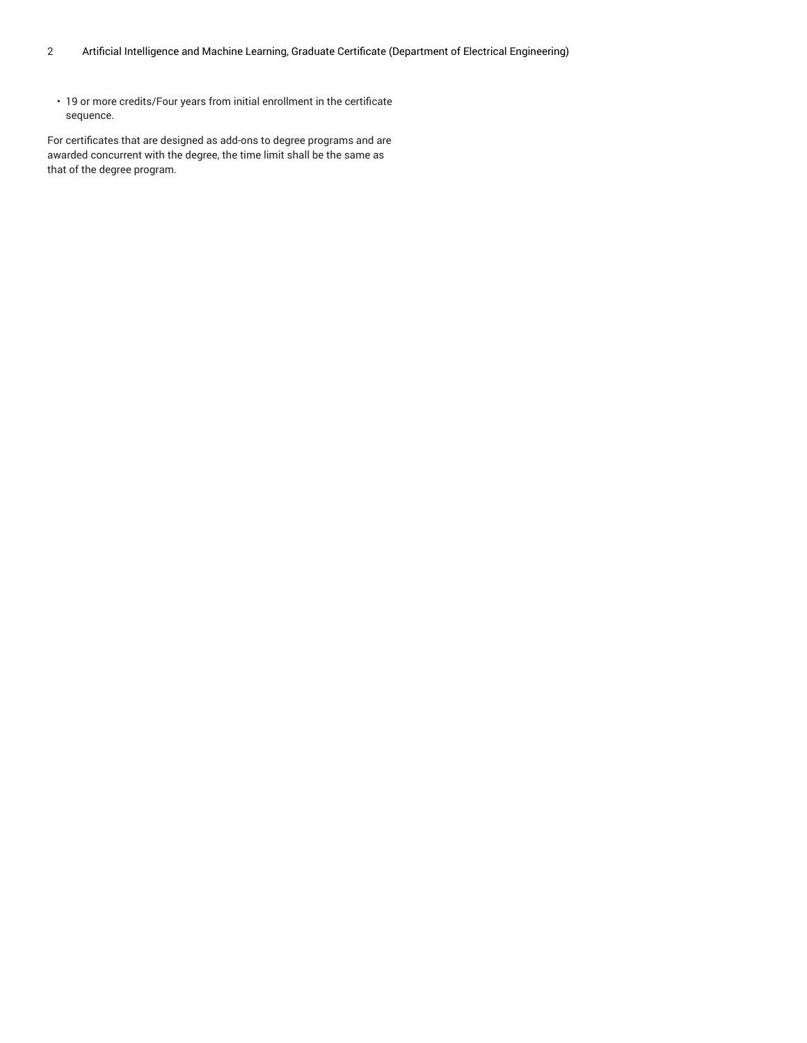- 19 or more credits/Four years from initial enrollment in the certificate sequence.

For certificates that are designed as add-ons to degree programs and are awarded concurrent with the degree, the time limit shall be the same as that of the degree program.